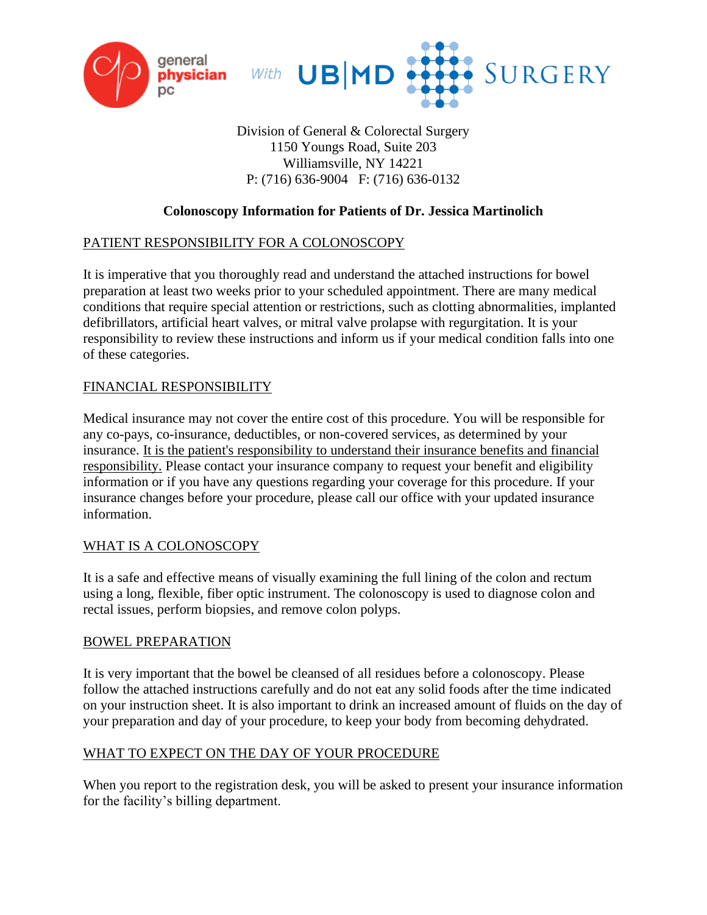general physician pc With UB|MD SURGERY

Division of General & Colorectal Surgery
1150 Youngs Road, Suite 203
Williamsville, NY 14221
P: (716) 636-9004   F: (716) 636-0132

**Colonoscopy Information for Patients of Dr. Jessica Martinolich**

## PATIENT RESPONSIBILITY FOR A COLONOSCOPY

It is imperative that you thoroughly read and understand the attached instructions for bowel preparation at least two weeks prior to your scheduled appointment. There are many medical conditions that require special attention or restrictions, such as clotting abnormalities, implanted defibrillators, artificial heart valves, or mitral valve prolapse with regurgitation. It is your responsibility to review these instructions and inform us if your medical condition falls into one of these categories.

## FINANCIAL RESPONSIBILITY

Medical insurance may not cover the entire cost of this procedure. You will be responsible for any co-pays, co-insurance, deductibles, or non-covered services, as determined by your insurance. It is the patient's responsibility to understand their insurance benefits and financial responsibility. Please contact your insurance company to request your benefit and eligibility information or if you have any questions regarding your coverage for this procedure. If your insurance changes before your procedure, please call our office with your updated insurance information.

## WHAT IS A COLONOSCOPY

It is a safe and effective means of visually examining the full lining of the colon and rectum using a long, flexible, fiber optic instrument. The colonoscopy is used to diagnose colon and rectal issues, perform biopsies, and remove colon polyps.

## BOWEL PREPARATION

It is very important that the bowel be cleansed of all residues before a colonoscopy. Please follow the attached instructions carefully and do not eat any solid foods after the time indicated on your instruction sheet. It is also important to drink an increased amount of fluids on the day of your preparation and day of your procedure, to keep your body from becoming dehydrated.

## WHAT TO EXPECT ON THE DAY OF YOUR PROCEDURE

When you report to the registration desk, you will be asked to present your insurance information for the facility's billing department.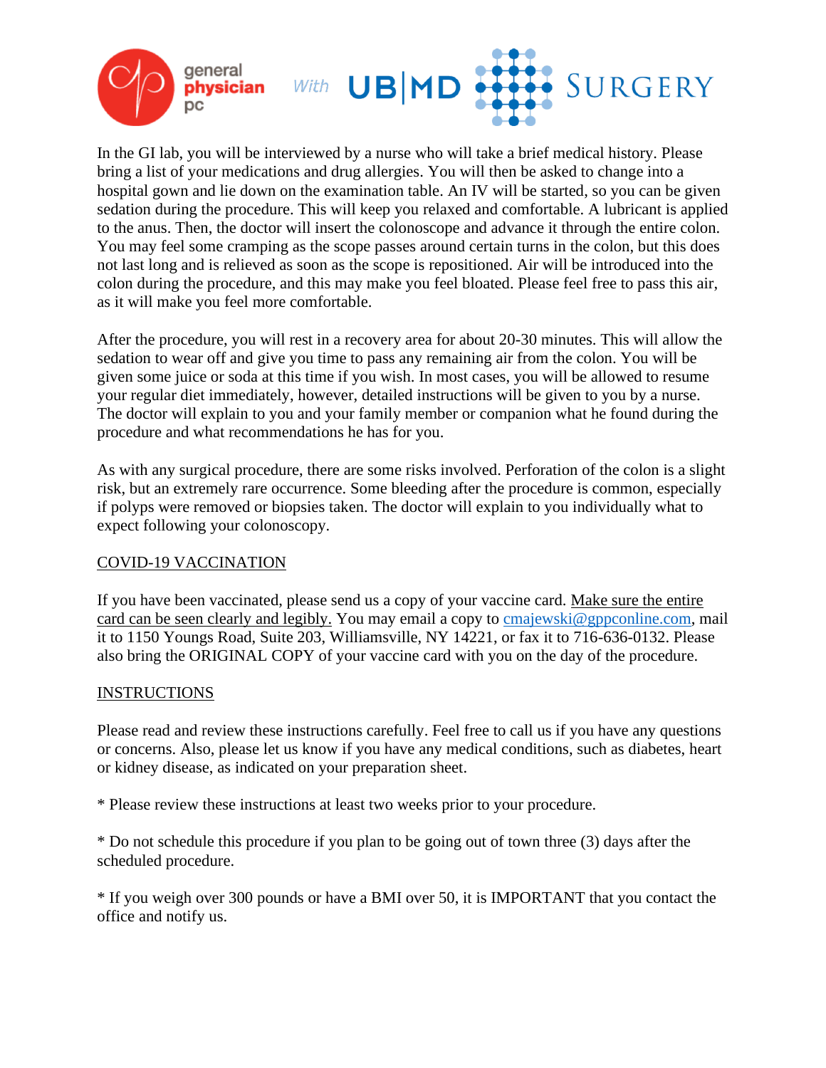In the GI lab, you will be interviewed by a nurse who will take a brief medical history. Please bring a list of your medications and drug allergies. You will then be asked to change into a hospital gown and lie down on the examination table. An IV will be started, so you can be given sedation during the procedure. This will keep you relaxed and comfortable. A lubricant is applied to the anus. Then, the doctor will insert the colonoscope and advance it through the entire colon. You may feel some cramping as the scope passes around certain turns in the colon, but this does not last long and is relieved as soon as the scope is repositioned. Air will be introduced into the colon during the procedure, and this may make you feel bloated. Please feel free to pass this air, as it will make you feel more comfortable.

After the procedure, you will rest in a recovery area for about 20-30 minutes. This will allow the sedation to wear off and give you time to pass any remaining air from the colon. You will be given some juice or soda at this time if you wish. In most cases, you will be allowed to resume your regular diet immediately, however, detailed instructions will be given to you by a nurse. The doctor will explain to you and your family member or companion what he found during the procedure and what recommendations he has for you.

As with any surgical procedure, there are some risks involved. Perforation of the colon is a slight risk, but an extremely rare occurrence. Some bleeding after the procedure is common, especially if polyps were removed or biopsies taken. The doctor will explain to you individually what to expect following your colonoscopy.

## COVID-19 VACCINATION

If you have been vaccinated, please send us a copy of your vaccine card. Make sure the entire card can be seen clearly and legibly. You may email a copy to cmajewski@gppconline.com, mail it to 1150 Youngs Road, Suite 203, Williamsville, NY 14221, or fax it to 716-636-0132. Please also bring the ORIGINAL COPY of your vaccine card with you on the day of the procedure.

## INSTRUCTIONS

Please read and review these instructions carefully. Feel free to call us if you have any questions or concerns. Also, please let us know if you have any medical conditions, such as diabetes, heart or kidney disease, as indicated on your preparation sheet.

* Please review these instructions at least two weeks prior to your procedure.

* Do not schedule this procedure if you plan to be going out of town three (3) days after the scheduled procedure.

* If you weigh over 300 pounds or have a BMI over 50, it is IMPORTANT that you contact the office and notify us.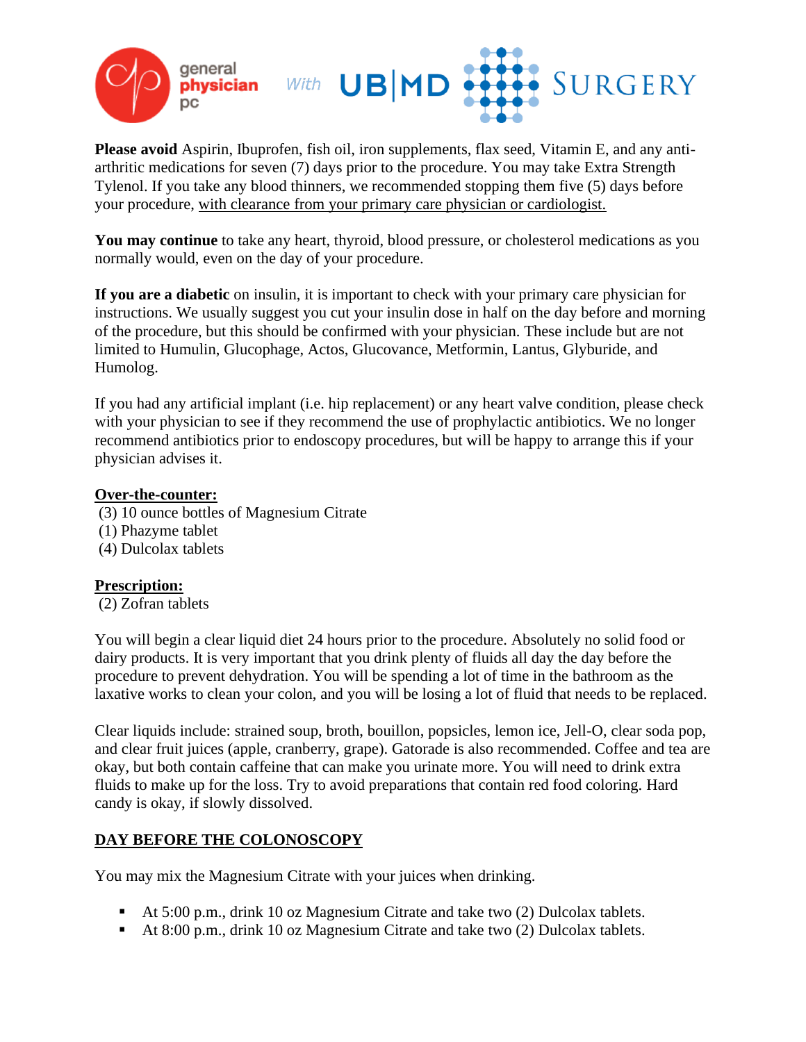**Please avoid** Aspirin, Ibuprofen, fish oil, iron supplements, flax seed, Vitamin E, and any anti-arthritic medications for seven (7) days prior to the procedure. You may take Extra Strength Tylenol. If you take any blood thinners, we recommended stopping them five (5) days before your procedure, with clearance from your primary care physician or cardiologist.

**You may continue** to take any heart, thyroid, blood pressure, or cholesterol medications as you normally would, even on the day of your procedure.

**If you are a diabetic** on insulin, it is important to check with your primary care physician for instructions. We usually suggest you cut your insulin dose in half on the day before and morning of the procedure, but this should be confirmed with your physician. These include but are not limited to Humulin, Glucophage, Actos, Glucovance, Metformin, Lantus, Glyburide, and Humolog.

If you had any artificial implant (i.e. hip replacement) or any heart valve condition, please check with your physician to see if they recommend the use of prophylactic antibiotics. We no longer recommend antibiotics prior to endoscopy procedures, but will be happy to arrange this if your physician advises it.

**Over-the-counter:**

(3) 10 ounce bottles of Magnesium Citrate
(1) Phazyme tablet
(4) Dulcolax tablets

**Prescription:**

(2) Zofran tablets

You will begin a clear liquid diet 24 hours prior to the procedure. Absolutely no solid food or dairy products. It is very important that you drink plenty of fluids all day the day before the procedure to prevent dehydration. You will be spending a lot of time in the bathroom as the laxative works to clean your colon, and you will be losing a lot of fluid that needs to be replaced.

Clear liquids include: strained soup, broth, bouillon, popsicles, lemon ice, Jell-O, clear soda pop, and clear fruit juices (apple, cranberry, grape). Gatorade is also recommended. Coffee and tea are okay, but both contain caffeine that can make you urinate more. You will need to drink extra fluids to make up for the loss. Try to avoid preparations that contain red food coloring. Hard candy is okay, if slowly dissolved.

## DAY BEFORE THE COLONOSCOPY

You may mix the Magnesium Citrate with your juices when drinking.

- At 5:00 p.m., drink 10 oz Magnesium Citrate and take two (2) Dulcolax tablets.
- At 8:00 p.m., drink 10 oz Magnesium Citrate and take two (2) Dulcolax tablets.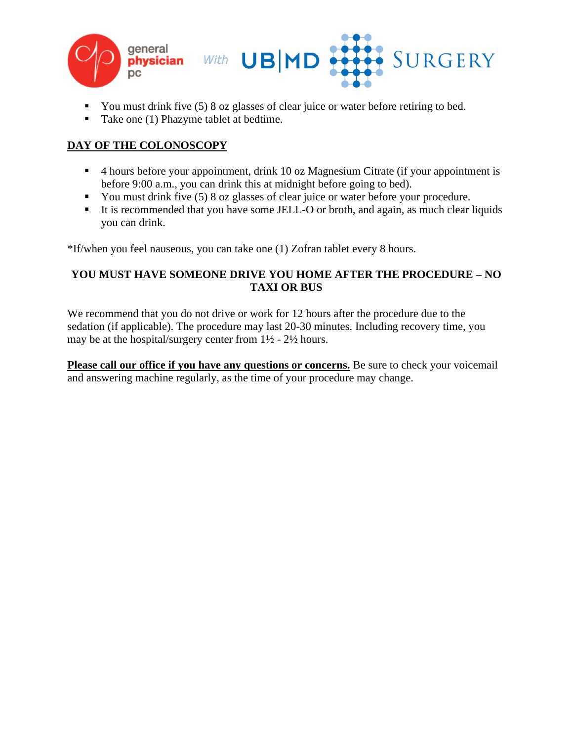- You must drink five (5) 8 oz glasses of clear juice or water before retiring to bed.
- Take one (1) Phazyme tablet at bedtime.

**DAY OF THE COLONOSCOPY**

- 4 hours before your appointment, drink 10 oz Magnesium Citrate (if your appointment is before 9:00 a.m., you can drink this at midnight before going to bed).
- You must drink five (5) 8 oz glasses of clear juice or water before your procedure.
- It is recommended that you have some JELL-O or broth, and again, as much clear liquids you can drink.

*If/when you feel nauseous, you can take one (1) Zofran tablet every 8 hours.

**YOU MUST HAVE SOMEONE DRIVE YOU HOME AFTER THE PROCEDURE – NO TAXI OR BUS**

We recommend that you do not drive or work for 12 hours after the procedure due to the sedation (if applicable). The procedure may last 20-30 minutes. Including recovery time, you may be at the hospital/surgery center from 1½ - 2½ hours.

**Please call our office if you have any questions or concerns.** Be sure to check your voicemail and answering machine regularly, as the time of your procedure may change.